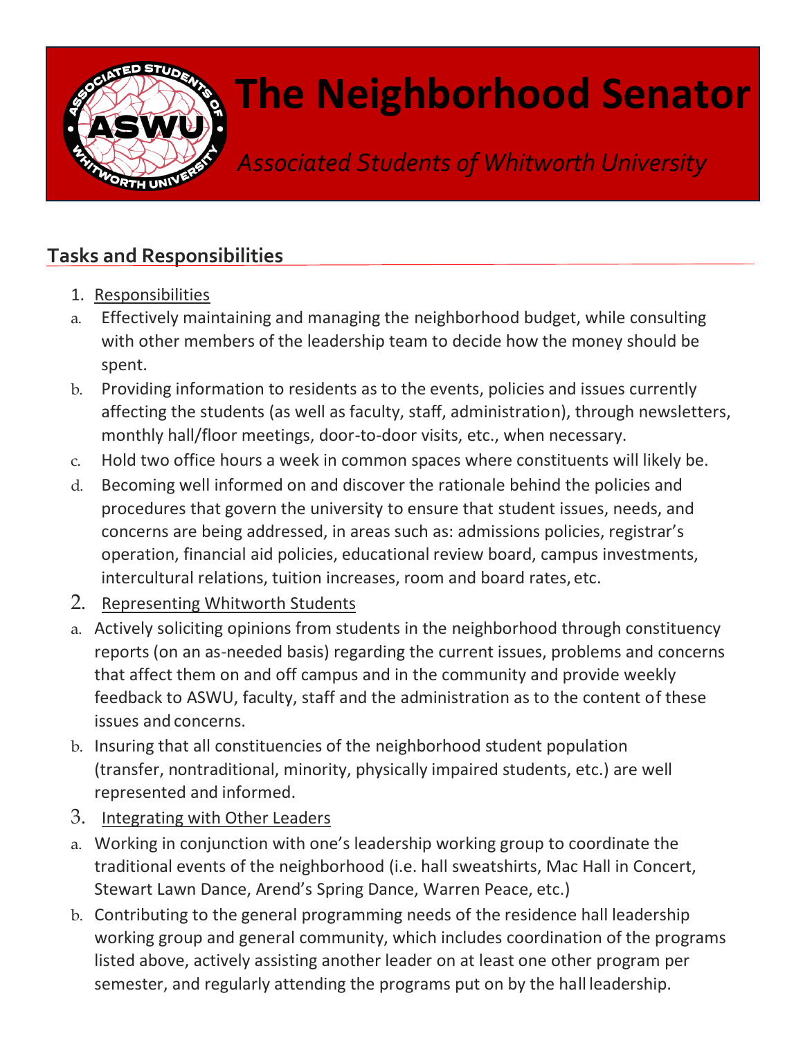# The Neighborhood Senator

*Associated Students of Whitworth University*

## Tasks and Responsibilities

1. Responsibilities

a. Effectively maintaining and managing the neighborhood budget, while consulting with other members of the leadership team to decide how the money should be spent.

b. Providing information to residents as to the events, policies and issues currently affecting the students (as well as faculty, staff, administration), through newsletters, monthly hall/floor meetings, door-to-door visits, etc., when necessary.

c. Hold two office hours a week in common spaces where constituents will likely be.

d. Becoming well informed on and discover the rationale behind the policies and procedures that govern the university to ensure that student issues, needs, and concerns are being addressed, in areas such as: admissions policies, registrar's operation, financial aid policies, educational review board, campus investments, intercultural relations, tuition increases, room and board rates, etc.

2. Representing Whitworth Students

a. Actively soliciting opinions from students in the neighborhood through constituency reports (on an as-needed basis) regarding the current issues, problems and concerns that affect them on and off campus and in the community and provide weekly feedback to ASWU, faculty, staff and the administration as to the content of these issues and concerns.

b. Insuring that all constituencies of the neighborhood student population (transfer, nontraditional, minority, physically impaired students, etc.) are well represented and informed.

3. Integrating with Other Leaders

a. Working in conjunction with one's leadership working group to coordinate the traditional events of the neighborhood (i.e. hall sweatshirts, Mac Hall in Concert, Stewart Lawn Dance, Arend's Spring Dance, Warren Peace, etc.)

b. Contributing to the general programming needs of the residence hall leadership working group and general community, which includes coordination of the programs listed above, actively assisting another leader on at least one other program per semester, and regularly attending the programs put on by the hall leadership.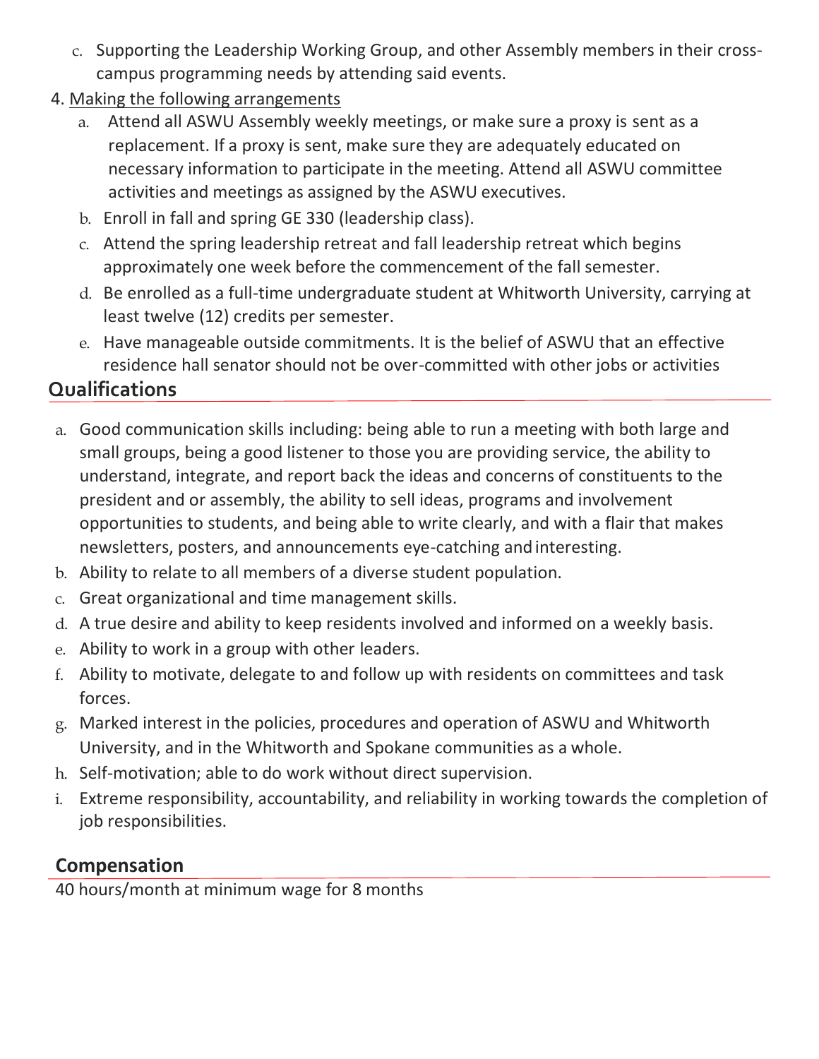c. Supporting the Leadership Working Group, and other Assembly members in their cross-campus programming needs by attending said events.

4. Making the following arrangements
   a. Attend all ASWU Assembly weekly meetings, or make sure a proxy is sent as a replacement. If a proxy is sent, make sure they are adequately educated on necessary information to participate in the meeting. Attend all ASWU committee activities and meetings as assigned by the ASWU executives.
   b. Enroll in fall and spring GE 330 (leadership class).
   c. Attend the spring leadership retreat and fall leadership retreat which begins approximately one week before the commencement of the fall semester.
   d. Be enrolled as a full-time undergraduate student at Whitworth University, carrying at least twelve (12) credits per semester.
   e. Have manageable outside commitments. It is the belief of ASWU that an effective residence hall senator should not be over-committed with other jobs or activities

## Qualifications

a. Good communication skills including: being able to run a meeting with both large and small groups, being a good listener to those you are providing service, the ability to understand, integrate, and report back the ideas and concerns of constituents to the president and or assembly, the ability to sell ideas, programs and involvement opportunities to students, and being able to write clearly, and with a flair that makes newsletters, posters, and announcements eye-catching and interesting.
b. Ability to relate to all members of a diverse student population.
c. Great organizational and time management skills.
d. A true desire and ability to keep residents involved and informed on a weekly basis.
e. Ability to work in a group with other leaders.
f. Ability to motivate, delegate to and follow up with residents on committees and task forces.
g. Marked interest in the policies, procedures and operation of ASWU and Whitworth University, and in the Whitworth and Spokane communities as a whole.
h. Self-motivation; able to do work without direct supervision.
i. Extreme responsibility, accountability, and reliability in working towards the completion of job responsibilities.

## Compensation

40 hours/month at minimum wage for 8 months